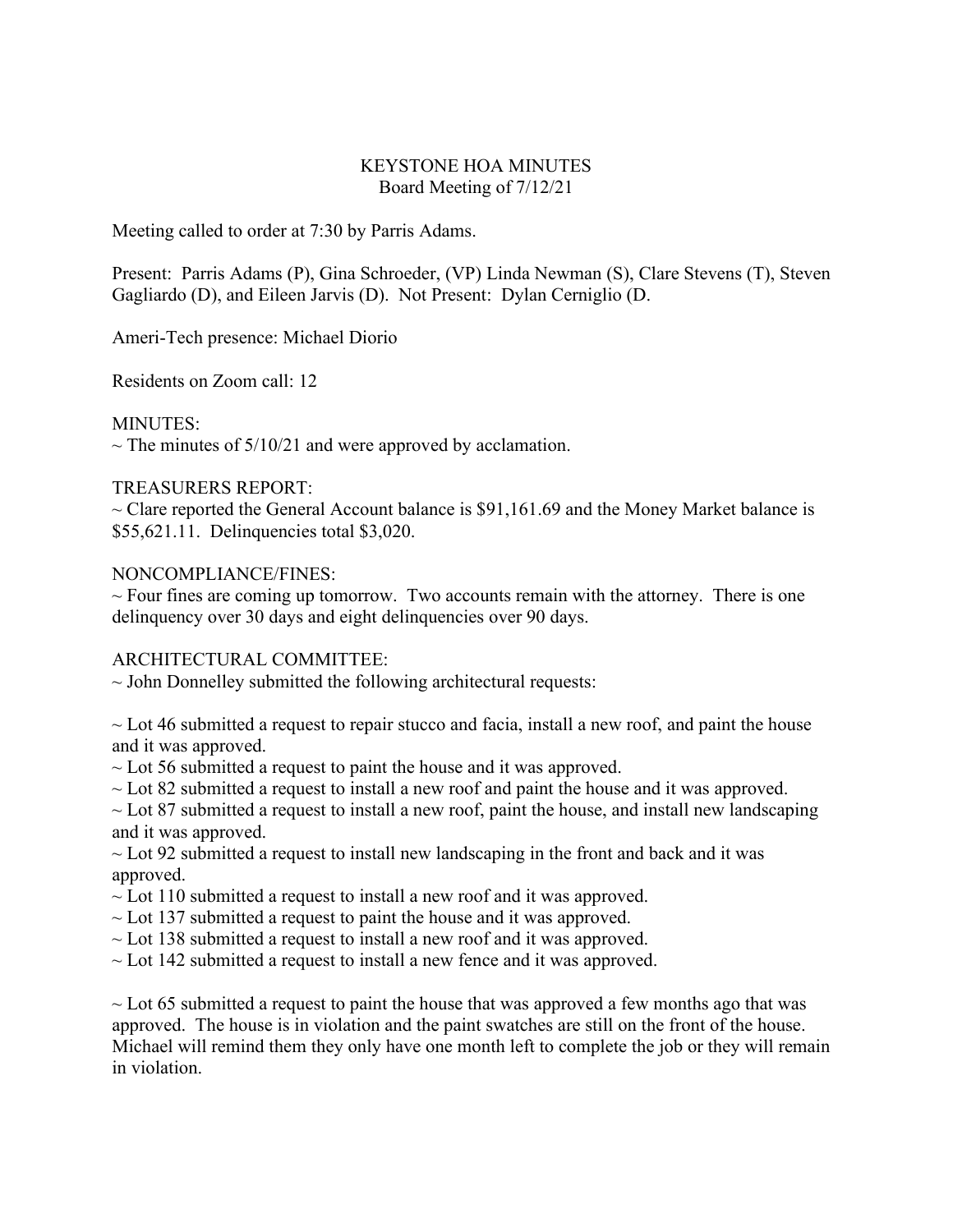KEYSTONE HOA MINUTES
Board Meeting of 7/12/21

Meeting called to order at 7:30 by Parris Adams.

Present: Parris Adams (P), Gina Schroeder, (VP) Linda Newman (S), Clare Stevens (T), Steven Gagliardo (D), and Eileen Jarvis (D). Not Present: Dylan Cerniglio (D.

Ameri-Tech presence: Michael Diorio

Residents on Zoom call: 12

MINUTES:
~ The minutes of 5/10/21 and were approved by acclamation.

TREASURERS REPORT:
~ Clare reported the General Account balance is $91,161.69 and the Money Market balance is $55,621.11. Delinquencies total $3,020.

NONCOMPLIANCE/FINES:
~ Four fines are coming up tomorrow. Two accounts remain with the attorney. There is one delinquency over 30 days and eight delinquencies over 90 days.

ARCHITECTURAL COMMITTEE:
~ John Donnelley submitted the following architectural requests:

~ Lot 46 submitted a request to repair stucco and facia, install a new roof, and paint the house and it was approved.
~ Lot 56 submitted a request to paint the house and it was approved.
~ Lot 82 submitted a request to install a new roof and paint the house and it was approved.
~ Lot 87 submitted a request to install a new roof, paint the house, and install new landscaping and it was approved.
~ Lot 92 submitted a request to install new landscaping in the front and back and it was approved.
~ Lot 110 submitted a request to install a new roof and it was approved.
~ Lot 137 submitted a request to paint the house and it was approved.
~ Lot 138 submitted a request to install a new roof and it was approved.
~ Lot 142 submitted a request to install a new fence and it was approved.

~ Lot 65 submitted a request to paint the house that was approved a few months ago that was approved. The house is in violation and the paint swatches are still on the front of the house. Michael will remind them they only have one month left to complete the job or they will remain in violation.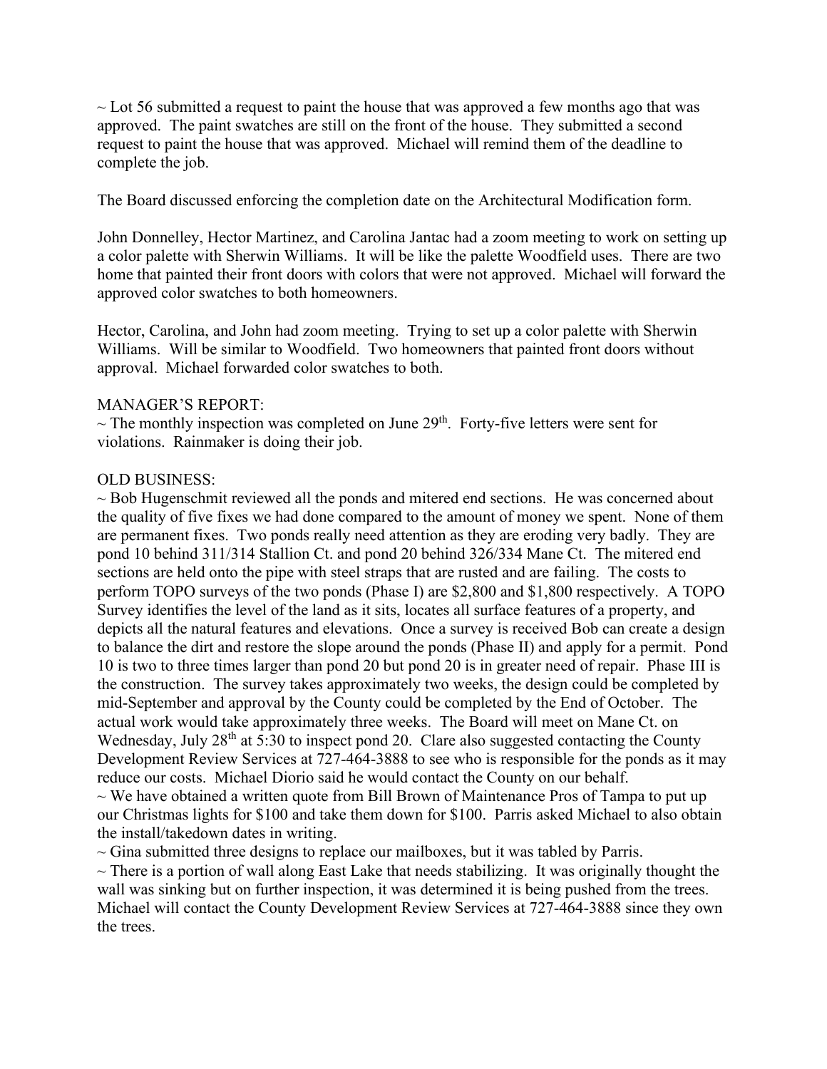~ Lot 56 submitted a request to paint the house that was approved a few months ago that was approved. The paint swatches are still on the front of the house. They submitted a second request to paint the house that was approved. Michael will remind them of the deadline to complete the job.

The Board discussed enforcing the completion date on the Architectural Modification form.

John Donnelley, Hector Martinez, and Carolina Jantac had a zoom meeting to work on setting up a color palette with Sherwin Williams. It will be like the palette Woodfield uses. There are two home that painted their front doors with colors that were not approved. Michael will forward the approved color swatches to both homeowners.

Hector, Carolina, and John had zoom meeting. Trying to set up a color palette with Sherwin Williams. Will be similar to Woodfield. Two homeowners that painted front doors without approval. Michael forwarded color swatches to both.

MANAGER'S REPORT:
~ The monthly inspection was completed on June 29th. Forty-five letters were sent for violations. Rainmaker is doing their job.

OLD BUSINESS:
~ Bob Hugenschmit reviewed all the ponds and mitered end sections. He was concerned about the quality of five fixes we had done compared to the amount of money we spent. None of them are permanent fixes. Two ponds really need attention as they are eroding very badly. They are pond 10 behind 311/314 Stallion Ct. and pond 20 behind 326/334 Mane Ct. The mitered end sections are held onto the pipe with steel straps that are rusted and are failing. The costs to perform TOPO surveys of the two ponds (Phase I) are $2,800 and $1,800 respectively. A TOPO Survey identifies the level of the land as it sits, locates all surface features of a property, and depicts all the natural features and elevations. Once a survey is received Bob can create a design to balance the dirt and restore the slope around the ponds (Phase II) and apply for a permit. Pond 10 is two to three times larger than pond 20 but pond 20 is in greater need of repair. Phase III is the construction. The survey takes approximately two weeks, the design could be completed by mid-September and approval by the County could be completed by the End of October. The actual work would take approximately three weeks. The Board will meet on Mane Ct. on Wednesday, July 28th at 5:30 to inspect pond 20. Clare also suggested contacting the County Development Review Services at 727-464-3888 to see who is responsible for the ponds as it may reduce our costs. Michael Diorio said he would contact the County on our behalf.
~ We have obtained a written quote from Bill Brown of Maintenance Pros of Tampa to put up our Christmas lights for $100 and take them down for $100. Parris asked Michael to also obtain the install/takedown dates in writing.
~ Gina submitted three designs to replace our mailboxes, but it was tabled by Parris.
~ There is a portion of wall along East Lake that needs stabilizing. It was originally thought the wall was sinking but on further inspection, it was determined it is being pushed from the trees. Michael will contact the County Development Review Services at 727-464-3888 since they own the trees.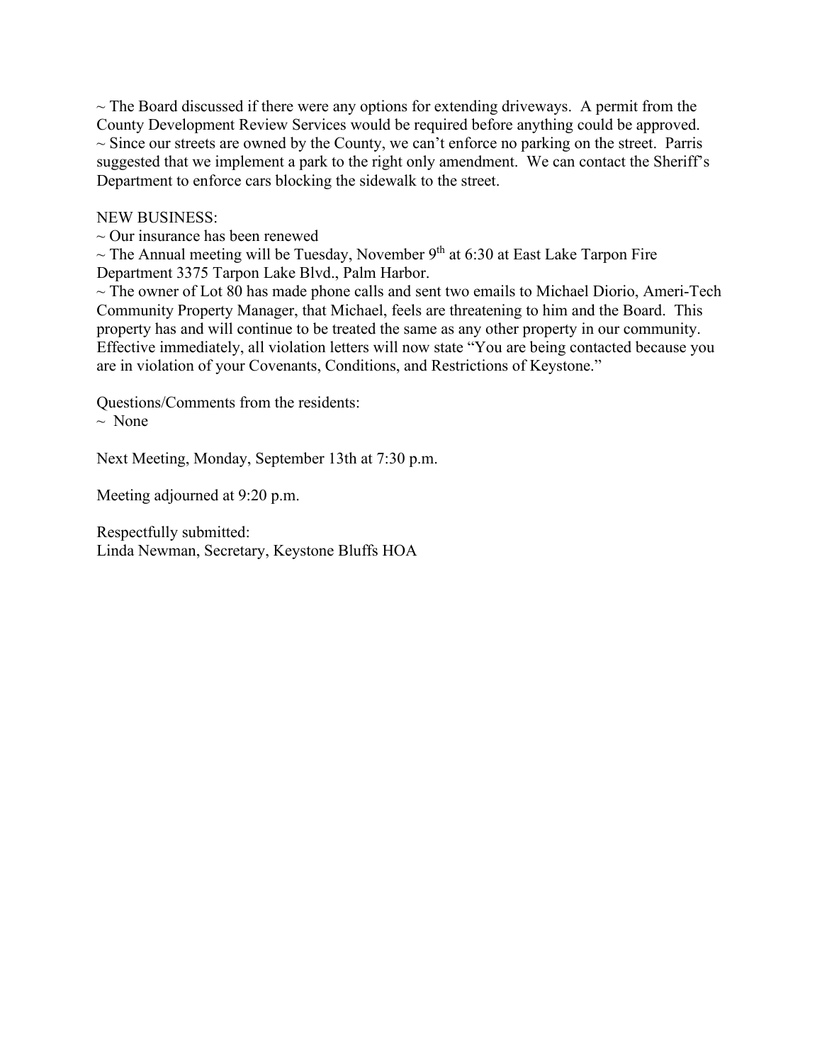~ The Board discussed if there were any options for extending driveways. A permit from the County Development Review Services would be required before anything could be approved.
~ Since our streets are owned by the County, we can't enforce no parking on the street. Parris suggested that we implement a park to the right only amendment. We can contact the Sheriff's Department to enforce cars blocking the sidewalk to the street.

NEW BUSINESS:
~ Our insurance has been renewed
~ The Annual meeting will be Tuesday, November 9th at 6:30 at East Lake Tarpon Fire Department 3375 Tarpon Lake Blvd., Palm Harbor.
~ The owner of Lot 80 has made phone calls and sent two emails to Michael Diorio, Ameri-Tech Community Property Manager, that Michael, feels are threatening to him and the Board. This property has and will continue to be treated the same as any other property in our community. Effective immediately, all violation letters will now state "You are being contacted because you are in violation of your Covenants, Conditions, and Restrictions of Keystone."

Questions/Comments from the residents:
~ None

Next Meeting, Monday, September 13th at 7:30 p.m.

Meeting adjourned at 9:20 p.m.

Respectfully submitted:
Linda Newman, Secretary, Keystone Bluffs HOA